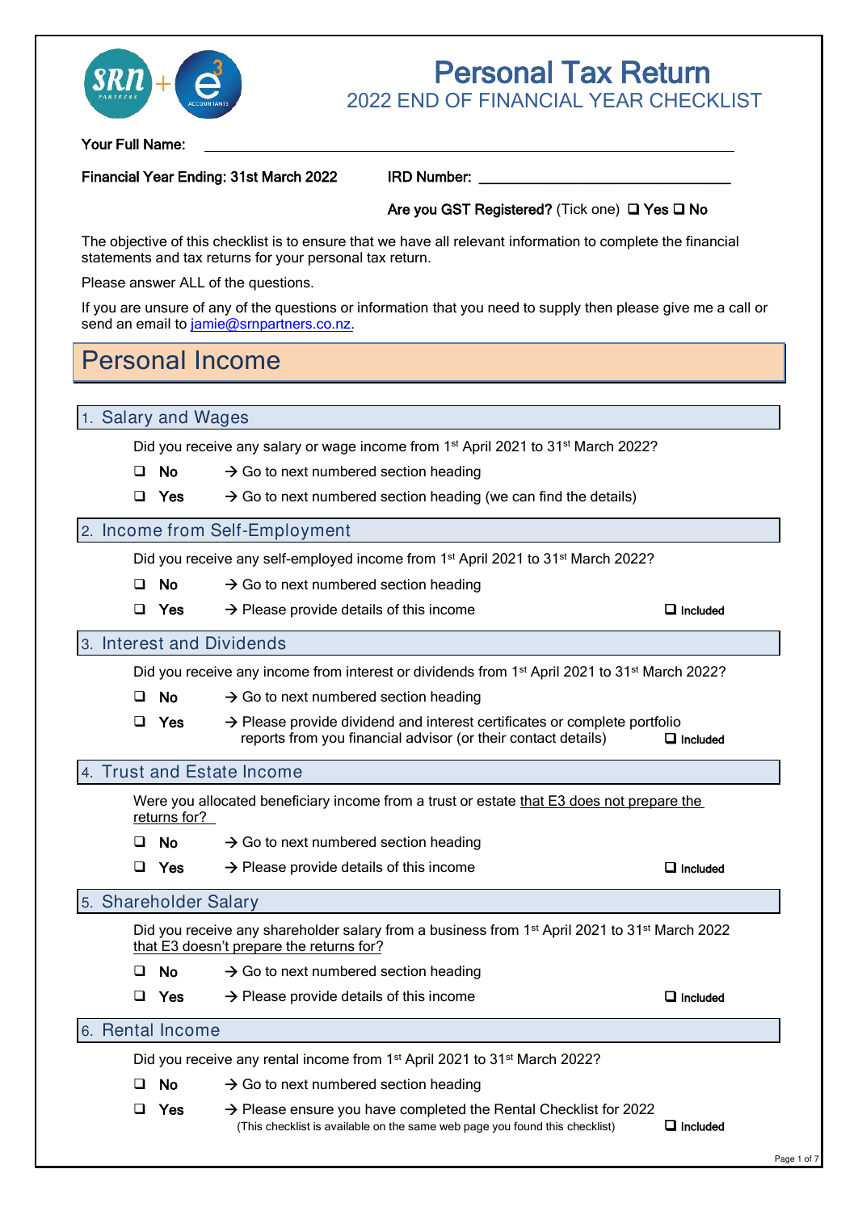# Personal Tax Return

## 2022 END OF FINANCIAL YEAR CHECKLIST

**Your Full Name:** ______________________________________________

**Financial Year Ending: 31st March 2022** **IRD Number:** ______________________________

**Are you GST Registered?** (Tick one) ❑ **Yes** ❑ **No**

The objective of this checklist is to ensure that we have all relevant information to complete the financial statements and tax returns for your personal tax return.

Please answer ALL of the questions.

If you are unsure of any of the questions or information that you need to supply then please give me a call or send an email to jamie@srnpartners.co.nz.

## Personal Income

### 1. Salary and Wages

Did you receive any salary or wage income from 1st April 2021 to 31st March 2022?

❑ **No** → Go to next numbered section heading

❑ **Yes** → Go to next numbered section heading (we can find the details)

### 2. Income from Self-Employment

Did you receive any self-employed income from 1st April 2021 to 31st March 2022?

❑ **No** → Go to next numbered section heading

❑ **Yes** → Please provide details of this income ❑ Included

### 3. Interest and Dividends

Did you receive any income from interest or dividends from 1st April 2021 to 31st March 2022?

❑ **No** → Go to next numbered section heading

❑ **Yes** → Please provide dividend and interest certificates or complete portfolio reports from you financial advisor (or their contact details) ❑ Included

### 4. Trust and Estate Income

Were you allocated beneficiary income from a trust or estate that E3 does not prepare the returns for?

❑ **No** → Go to next numbered section heading

❑ **Yes** → Please provide details of this income ❑ Included

### 5. Shareholder Salary

Did you receive any shareholder salary from a business from 1st April 2021 to 31st March 2022 that E3 doesn't prepare the returns for?

❑ **No** → Go to next numbered section heading

❑ **Yes** → Please provide details of this income ❑ Included

### 6. Rental Income

Did you receive any rental income from 1st April 2021 to 31st March 2022?

❑ **No** → Go to next numbered section heading

❑ **Yes** → Please ensure you have completed the Rental Checklist for 2022
(This checklist is available on the same web page you found this checklist) ❑ Included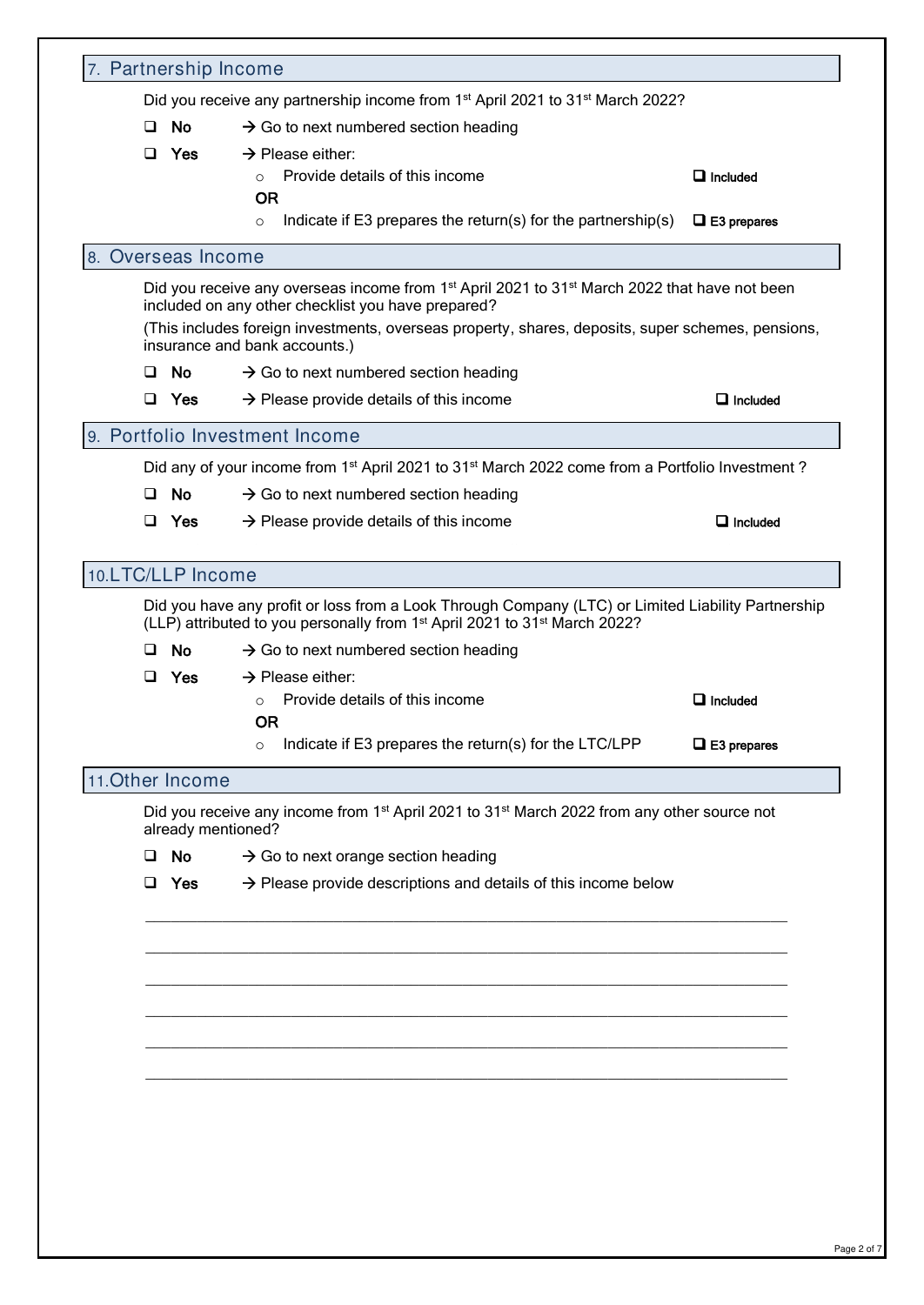## 7. Partnership Income

Did you receive any partnership income from 1st April 2021 to 31st March 2022?

- ❑ **No** → Go to next numbered section heading
- ❑ **Yes** → Please either:
  - Provide details of this income ❑ **Included**

    **OR**
  - Indicate if E3 prepares the return(s) for the partnership(s) ❑ **E3 prepares**

## 8. Overseas Income

Did you receive any overseas income from 1st April 2021 to 31st March 2022 that have not been included on any other checklist you have prepared?

(This includes foreign investments, overseas property, shares, deposits, super schemes, pensions, insurance and bank accounts.)

- ❑ **No** → Go to next numbered section heading
- ❑ **Yes** → Please provide details of this income ❑ **Included**

## 9. Portfolio Investment Income

Did any of your income from 1st April 2021 to 31st March 2022 come from a Portfolio Investment ?

- ❑ **No** → Go to next numbered section heading
- ❑ **Yes** → Please provide details of this income ❑ **Included**

## 10.LTC/LLP Income

Did you have any profit or loss from a Look Through Company (LTC) or Limited Liability Partnership (LLP) attributed to you personally from 1st April 2021 to 31st March 2022?

- ❑ **No** → Go to next numbered section heading
- ❑ **Yes** → Please either:
  - Provide details of this income ❑ **Included**

    **OR**
  - Indicate if E3 prepares the return(s) for the LTC/LPP ❑ **E3 prepares**

## 11.Other Income

Did you receive any income from 1st April 2021 to 31st March 2022 from any other source not already mentioned?

- ❑ **No** → Go to next orange section heading
- ❑ **Yes** → Please provide descriptions and details of this income below

\_\_\_\_\_\_\_\_\_\_\_\_\_\_\_\_\_\_\_\_\_\_\_\_\_\_\_\_\_\_\_\_\_\_\_\_\_\_\_\_\_\_\_\_\_\_\_\_\_\_\_\_\_\_\_\_\_\_\_\_\_\_\_\_\_\_\_\_\_\_

\_\_\_\_\_\_\_\_\_\_\_\_\_\_\_\_\_\_\_\_\_\_\_\_\_\_\_\_\_\_\_\_\_\_\_\_\_\_\_\_\_\_\_\_\_\_\_\_\_\_\_\_\_\_\_\_\_\_\_\_\_\_\_\_\_\_\_\_\_\_

\_\_\_\_\_\_\_\_\_\_\_\_\_\_\_\_\_\_\_\_\_\_\_\_\_\_\_\_\_\_\_\_\_\_\_\_\_\_\_\_\_\_\_\_\_\_\_\_\_\_\_\_\_\_\_\_\_\_\_\_\_\_\_\_\_\_\_\_\_\_

\_\_\_\_\_\_\_\_\_\_\_\_\_\_\_\_\_\_\_\_\_\_\_\_\_\_\_\_\_\_\_\_\_\_\_\_\_\_\_\_\_\_\_\_\_\_\_\_\_\_\_\_\_\_\_\_\_\_\_\_\_\_\_\_\_\_\_\_\_\_

\_\_\_\_\_\_\_\_\_\_\_\_\_\_\_\_\_\_\_\_\_\_\_\_\_\_\_\_\_\_\_\_\_\_\_\_\_\_\_\_\_\_\_\_\_\_\_\_\_\_\_\_\_\_\_\_\_\_\_\_\_\_\_\_\_\_\_\_\_\_

\_\_\_\_\_\_\_\_\_\_\_\_\_\_\_\_\_\_\_\_\_\_\_\_\_\_\_\_\_\_\_\_\_\_\_\_\_\_\_\_\_\_\_\_\_\_\_\_\_\_\_\_\_\_\_\_\_\_\_\_\_\_\_\_\_\_\_\_\_\_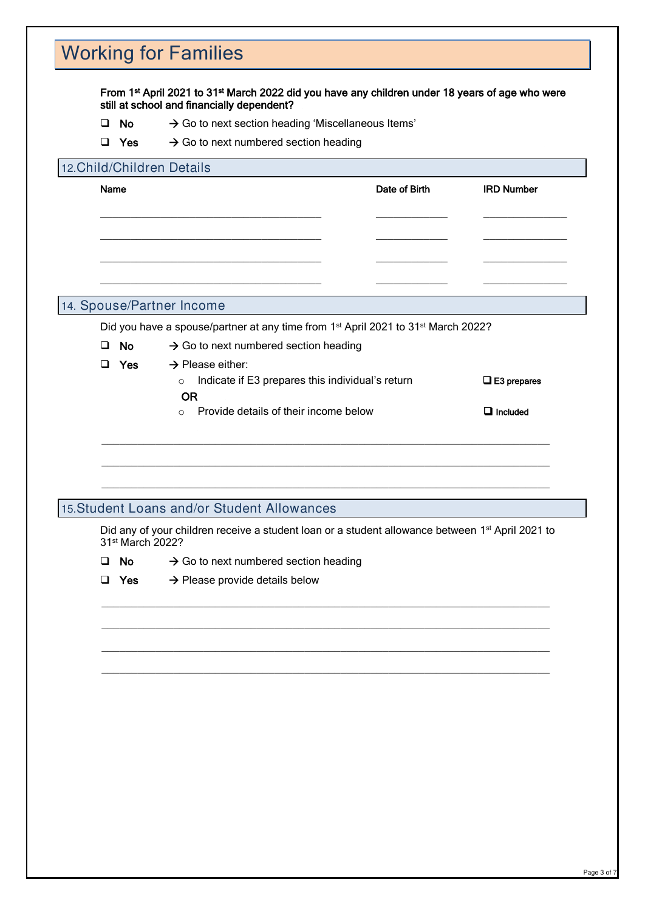# Working for Families

**From 1st April 2021 to 31st March 2022 did you have any children under 18 years of age who were still at school and financially dependent?**

- ☐ **No** → Go to next section heading 'Miscellaneous Items'
- ☐ **Yes** → Go to next numbered section heading

## 12. Child/Children Details

| Name | Date of Birth | IRD Number |
|---|---|---|
| | | |
| | | |
| | | |
| | | |

## 14. Spouse/Partner Income

Did you have a spouse/partner at any time from 1st April 2021 to 31st March 2022?

- ☐ **No** → Go to next numbered section heading
- ☐ **Yes** → Please either:
  - Indicate if E3 prepares this individual's return ☐ **E3 prepares**

    **OR**
  - Provide details of their income below ☐ **Included**

______________________________________________________________________

______________________________________________________________________

______________________________________________________________________

## 15. Student Loans and/or Student Allowances

Did any of your children receive a student loan or a student allowance between 1st April 2021 to 31st March 2022?

- ☐ **No** → Go to next numbered section heading
- ☐ **Yes** → Please provide details below

______________________________________________________________________

______________________________________________________________________

______________________________________________________________________

______________________________________________________________________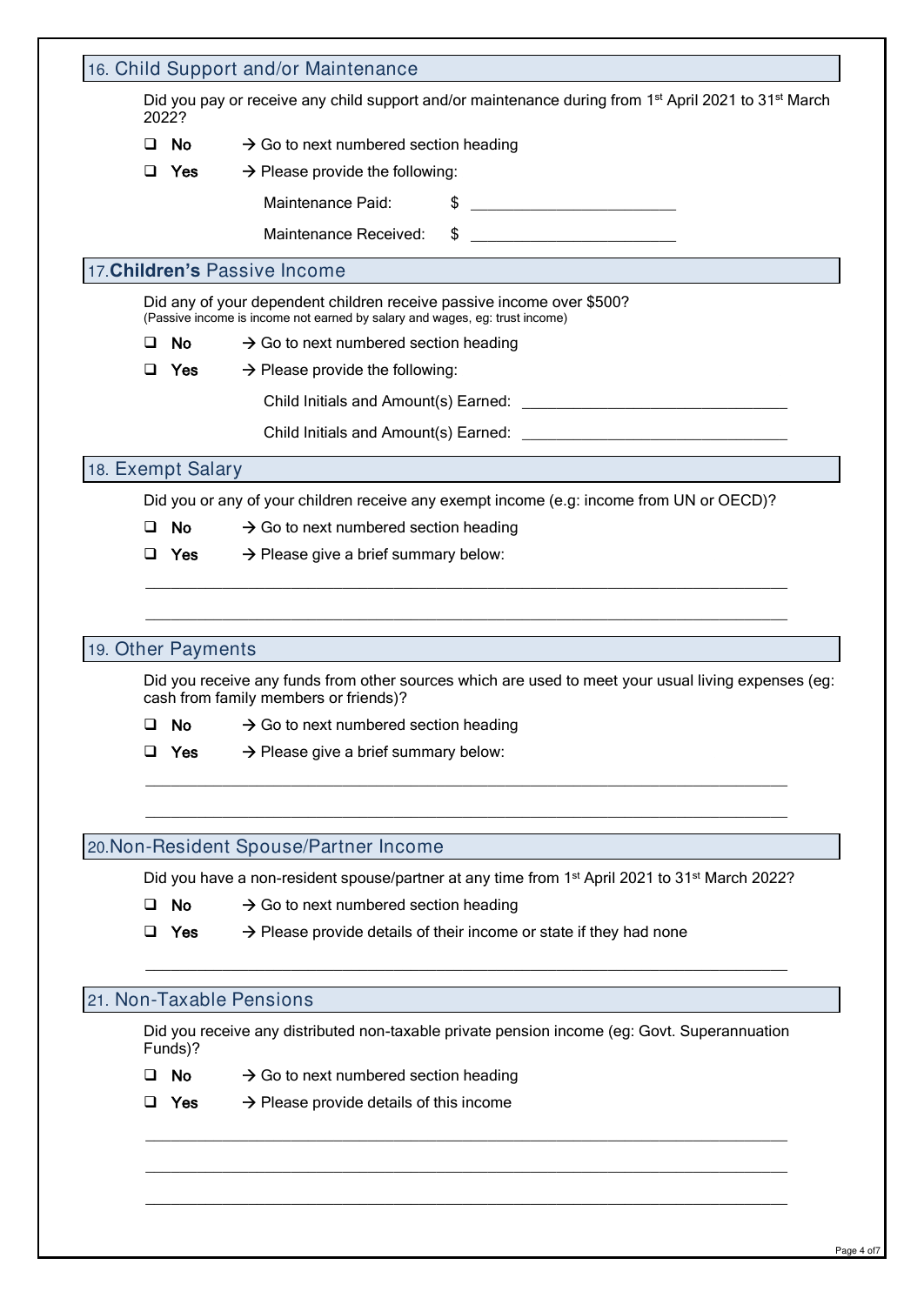## 16. Child Support and/or Maintenance

Did you pay or receive any child support and/or maintenance during from 1st April 2021 to 31st March 2022?

- ❑ **No** → Go to next numbered section heading
- ❑ **Yes** → Please provide the following:

Maintenance Paid: $ ________________________

Maintenance Received: $ ________________________

## 17. **Children's** Passive Income

Did any of your dependent children receive passive income over $500?
(Passive income is income not earned by salary and wages, eg: trust income)

- ❑ **No** → Go to next numbered section heading
- ❑ **Yes** → Please provide the following:

Child Initials and Amount(s) Earned: ________________________________

Child Initials and Amount(s) Earned: ________________________________

## 18. Exempt Salary

Did you or any of your children receive any exempt income (e.g: income from UN or OECD)?

- ❑ **No** → Go to next numbered section heading
- ❑ **Yes** → Please give a brief summary below:

_______________________________________________________________________________

_______________________________________________________________________________

## 19. Other Payments

Did you receive any funds from other sources which are used to meet your usual living expenses (eg: cash from family members or friends)?

- ❑ **No** → Go to next numbered section heading
- ❑ **Yes** → Please give a brief summary below:

_______________________________________________________________________________

_______________________________________________________________________________

## 20. Non-Resident Spouse/Partner Income

Did you have a non-resident spouse/partner at any time from 1st April 2021 to 31st March 2022?

- ❑ **No** → Go to next numbered section heading
- ❑ **Yes** → Please provide details of their income or state if they had none

_______________________________________________________________________________

## 21. Non-Taxable Pensions

Did you receive any distributed non-taxable private pension income (eg: Govt. Superannuation Funds)?

- ❑ **No** → Go to next numbered section heading
- ❑ **Yes** → Please provide details of this income

_______________________________________________________________________________

_______________________________________________________________________________

_______________________________________________________________________________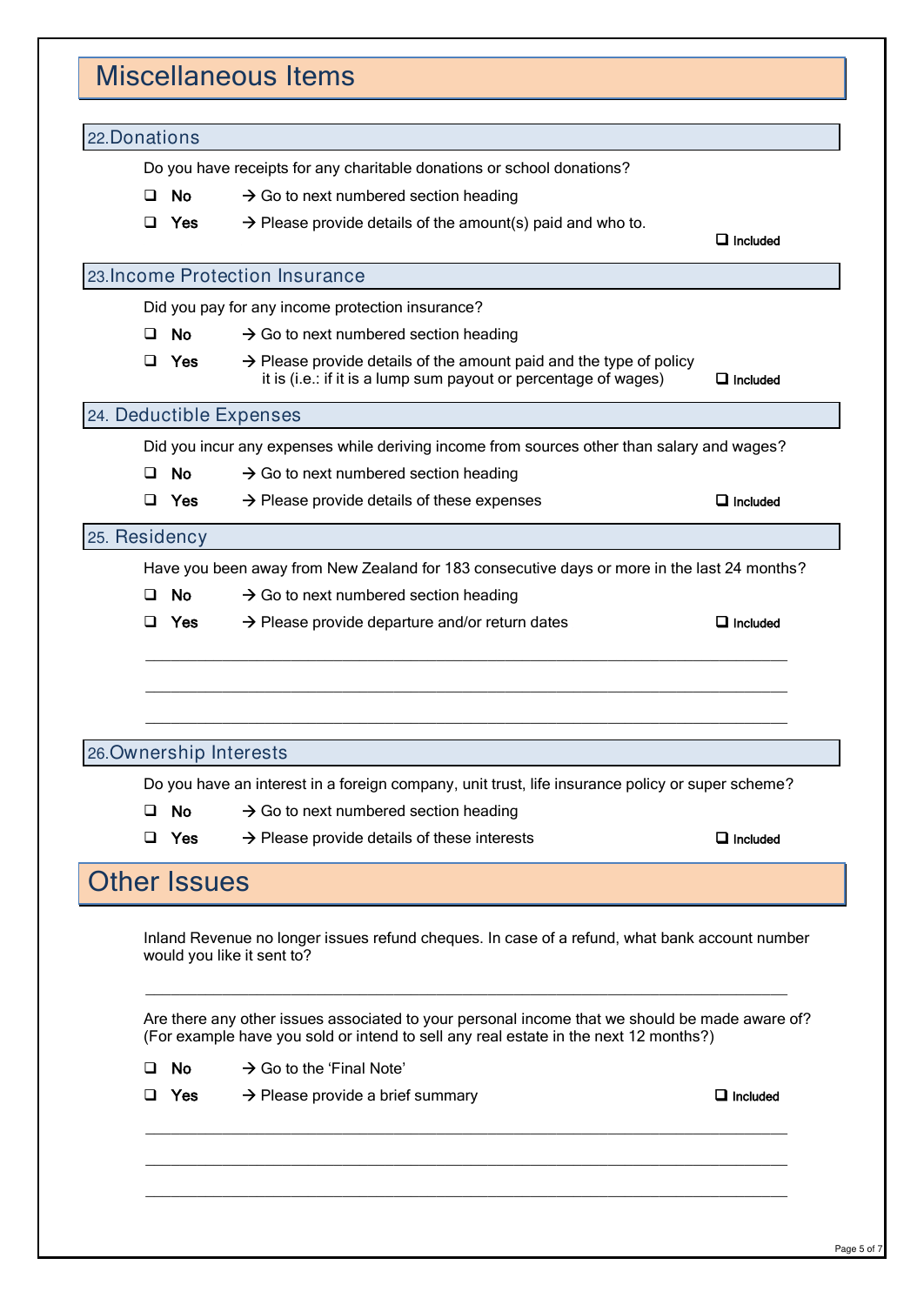# Miscellaneous Items

## 22. Donations

Do you have receipts for any charitable donations or school donations?

- ❑ **No** → Go to next numbered section heading
- ❑ **Yes** → Please provide details of the amount(s) paid and who to.

❑ Included

## 23. Income Protection Insurance

Did you pay for any income protection insurance?

- ❑ **No** → Go to next numbered section heading
- ❑ **Yes** → Please provide details of the amount paid and the type of policy it is (i.e.: if it is a lump sum payout or percentage of wages)

❑ Included

## 24. Deductible Expenses

Did you incur any expenses while deriving income from sources other than salary and wages?

- ❑ **No** → Go to next numbered section heading
- ❑ **Yes** → Please provide details of these expenses

❑ Included

## 25. Residency

Have you been away from New Zealand for 183 consecutive days or more in the last 24 months?

- ❑ **No** → Go to next numbered section heading
- ❑ **Yes** → Please provide departure and/or return dates

❑ Included

\_\_\_\_\_\_\_\_\_\_\_\_\_\_\_\_\_\_\_\_\_\_\_\_\_\_\_\_\_\_\_\_\_\_\_\_\_\_\_\_\_\_\_\_\_\_\_\_\_\_\_\_\_\_\_\_\_\_\_\_\_\_\_\_\_\_

\_\_\_\_\_\_\_\_\_\_\_\_\_\_\_\_\_\_\_\_\_\_\_\_\_\_\_\_\_\_\_\_\_\_\_\_\_\_\_\_\_\_\_\_\_\_\_\_\_\_\_\_\_\_\_\_\_\_\_\_\_\_\_\_\_\_

\_\_\_\_\_\_\_\_\_\_\_\_\_\_\_\_\_\_\_\_\_\_\_\_\_\_\_\_\_\_\_\_\_\_\_\_\_\_\_\_\_\_\_\_\_\_\_\_\_\_\_\_\_\_\_\_\_\_\_\_\_\_\_\_\_\_

## 26. Ownership Interests

Do you have an interest in a foreign company, unit trust, life insurance policy or super scheme?

- ❑ **No** → Go to next numbered section heading
- ❑ **Yes** → Please provide details of these interests

❑ Included

# Other Issues

Inland Revenue no longer issues refund cheques. In case of a refund, what bank account number would you like it sent to?

\_\_\_\_\_\_\_\_\_\_\_\_\_\_\_\_\_\_\_\_\_\_\_\_\_\_\_\_\_\_\_\_\_\_\_\_\_\_\_\_\_\_\_\_\_\_\_\_\_\_\_\_\_\_\_\_\_\_\_\_\_\_\_\_\_\_

Are there any other issues associated to your personal income that we should be made aware of? (For example have you sold or intend to sell any real estate in the next 12 months?)

- ❑ **No** → Go to the 'Final Note'
- ❑ **Yes** → Please provide a brief summary

❑ Included

\_\_\_\_\_\_\_\_\_\_\_\_\_\_\_\_\_\_\_\_\_\_\_\_\_\_\_\_\_\_\_\_\_\_\_\_\_\_\_\_\_\_\_\_\_\_\_\_\_\_\_\_\_\_\_\_\_\_\_\_\_\_\_\_\_\_

\_\_\_\_\_\_\_\_\_\_\_\_\_\_\_\_\_\_\_\_\_\_\_\_\_\_\_\_\_\_\_\_\_\_\_\_\_\_\_\_\_\_\_\_\_\_\_\_\_\_\_\_\_\_\_\_\_\_\_\_\_\_\_\_\_\_

\_\_\_\_\_\_\_\_\_\_\_\_\_\_\_\_\_\_\_\_\_\_\_\_\_\_\_\_\_\_\_\_\_\_\_\_\_\_\_\_\_\_\_\_\_\_\_\_\_\_\_\_\_\_\_\_\_\_\_\_\_\_\_\_\_\_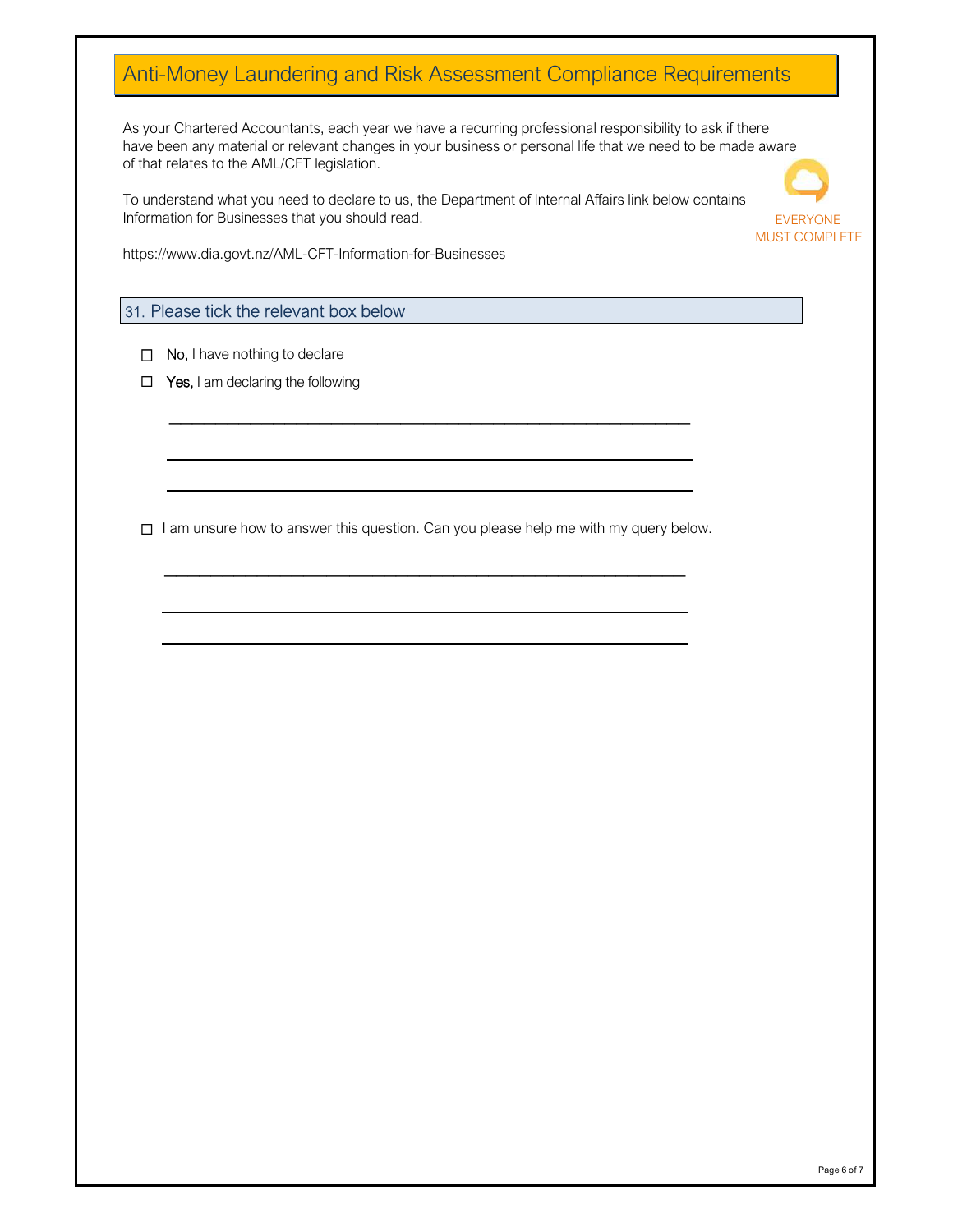# Anti-Money Laundering and Risk Assessment Compliance Requirements

As your Chartered Accountants, each year we have a recurring professional responsibility to ask if there have been any material or relevant changes in your business or personal life that we need to be made aware of that relates to the AML/CFT legislation.

EVERYONE MUST COMPLETE

To understand what you need to declare to us, the Department of Internal Affairs link below contains Information for Businesses that you should read.

https://www.dia.govt.nz/AML-CFT-Information-for-Businesses

## 31. Please tick the relevant box below

- ☐ **No,** I have nothing to declare
- ☐ **Yes,** I am declaring the following

\_\_\_\_\_\_\_\_\_\_\_\_\_\_\_\_\_\_\_\_\_\_\_\_\_\_\_\_\_\_\_\_\_\_\_\_\_\_\_\_\_\_\_\_\_\_\_\_\_\_\_\_\_\_\_\_

\_\_\_\_\_\_\_\_\_\_\_\_\_\_\_\_\_\_\_\_\_\_\_\_\_\_\_\_\_\_\_\_\_\_\_\_\_\_\_\_\_\_\_\_\_\_\_\_\_\_\_\_\_\_\_\_

\_\_\_\_\_\_\_\_\_\_\_\_\_\_\_\_\_\_\_\_\_\_\_\_\_\_\_\_\_\_\_\_\_\_\_\_\_\_\_\_\_\_\_\_\_\_\_\_\_\_\_\_\_\_\_\_

- ☐ I am unsure how to answer this question. Can you please help me with my query below.

\_\_\_\_\_\_\_\_\_\_\_\_\_\_\_\_\_\_\_\_\_\_\_\_\_\_\_\_\_\_\_\_\_\_\_\_\_\_\_\_\_\_\_\_\_\_\_\_\_\_\_\_\_\_\_\_

\_\_\_\_\_\_\_\_\_\_\_\_\_\_\_\_\_\_\_\_\_\_\_\_\_\_\_\_\_\_\_\_\_\_\_\_\_\_\_\_\_\_\_\_\_\_\_\_\_\_\_\_\_\_\_\_

\_\_\_\_\_\_\_\_\_\_\_\_\_\_\_\_\_\_\_\_\_\_\_\_\_\_\_\_\_\_\_\_\_\_\_\_\_\_\_\_\_\_\_\_\_\_\_\_\_\_\_\_\_\_\_\_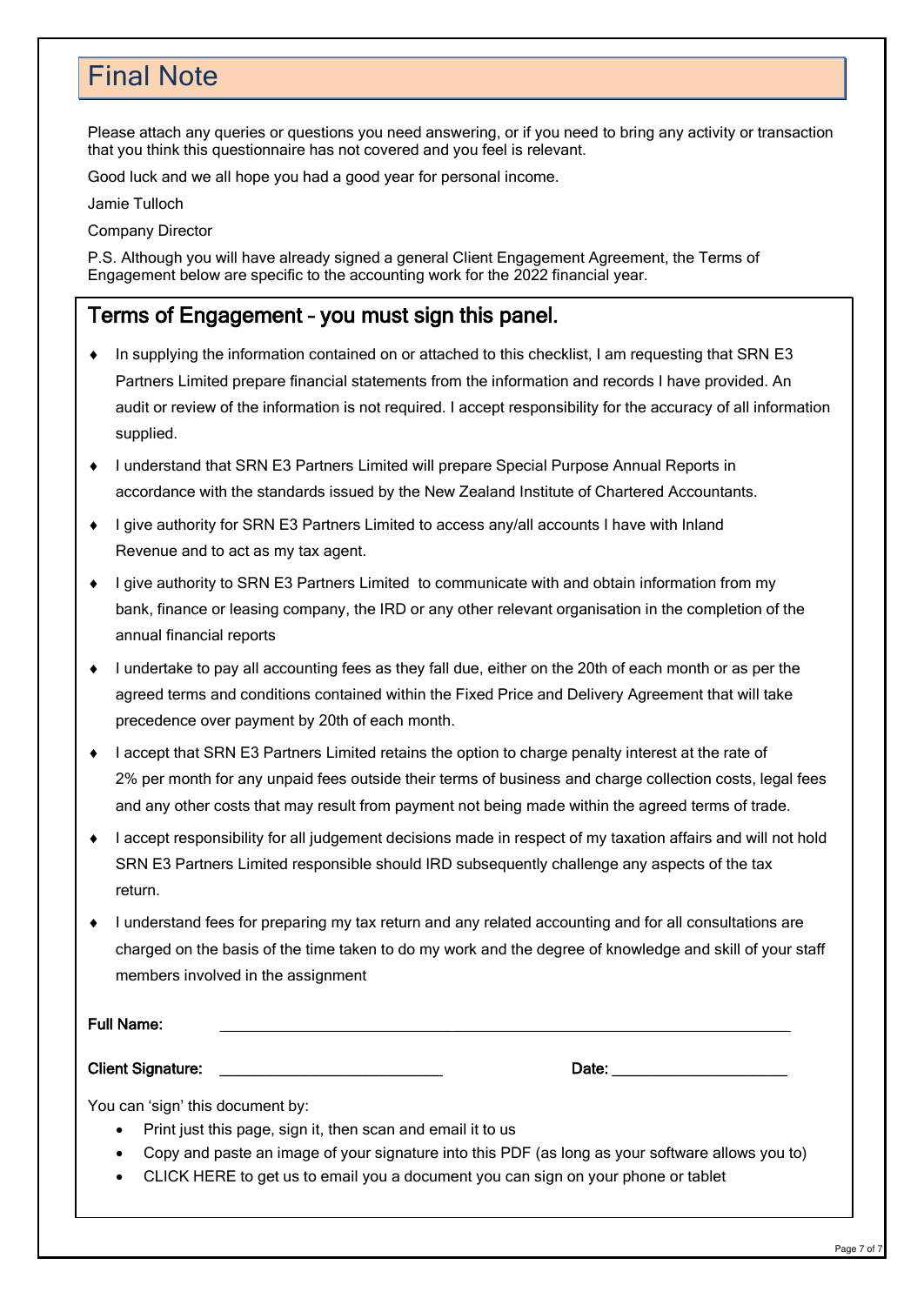# Final Note

Please attach any queries or questions you need answering, or if you need to bring any activity or transaction that you think this questionnaire has not covered and you feel is relevant.

Good luck and we all hope you had a good year for personal income.

Jamie Tulloch

Company Director

P.S. Although you will have already signed a general Client Engagement Agreement, the Terms of Engagement below are specific to the accounting work for the 2022 financial year.

## Terms of Engagement – you must sign this panel.

- In supplying the information contained on or attached to this checklist, I am requesting that SRN E3 Partners Limited prepare financial statements from the information and records I have provided. An audit or review of the information is not required. I accept responsibility for the accuracy of all information supplied.
- I understand that SRN E3 Partners Limited will prepare Special Purpose Annual Reports in accordance with the standards issued by the New Zealand Institute of Chartered Accountants.
- I give authority for SRN E3 Partners Limited to access any/all accounts I have with Inland Revenue and to act as my tax agent.
- I give authority to SRN E3 Partners Limited to communicate with and obtain information from my bank, finance or leasing company, the IRD or any other relevant organisation in the completion of the annual financial reports
- I undertake to pay all accounting fees as they fall due, either on the 20th of each month or as per the agreed terms and conditions contained within the Fixed Price and Delivery Agreement that will take precedence over payment by 20th of each month.
- I accept that SRN E3 Partners Limited retains the option to charge penalty interest at the rate of 2% per month for any unpaid fees outside their terms of business and charge collection costs, legal fees and any other costs that may result from payment not being made within the agreed terms of trade.
- I accept responsibility for all judgement decisions made in respect of my taxation affairs and will not hold SRN E3 Partners Limited responsible should IRD subsequently challenge any aspects of the tax return.
- I understand fees for preparing my tax return and any related accounting and for all consultations are charged on the basis of the time taken to do my work and the degree of knowledge and skill of your staff members involved in the assignment

**Full Name:** ______________________________________________

**Client Signature:** ____________________________ **Date:** ______________________

You can 'sign' this document by:

- Print just this page, sign it, then scan and email it to us
- Copy and paste an image of your signature into this PDF (as long as your software allows you to)
- CLICK HERE to get us to email you a document you can sign on your phone or tablet